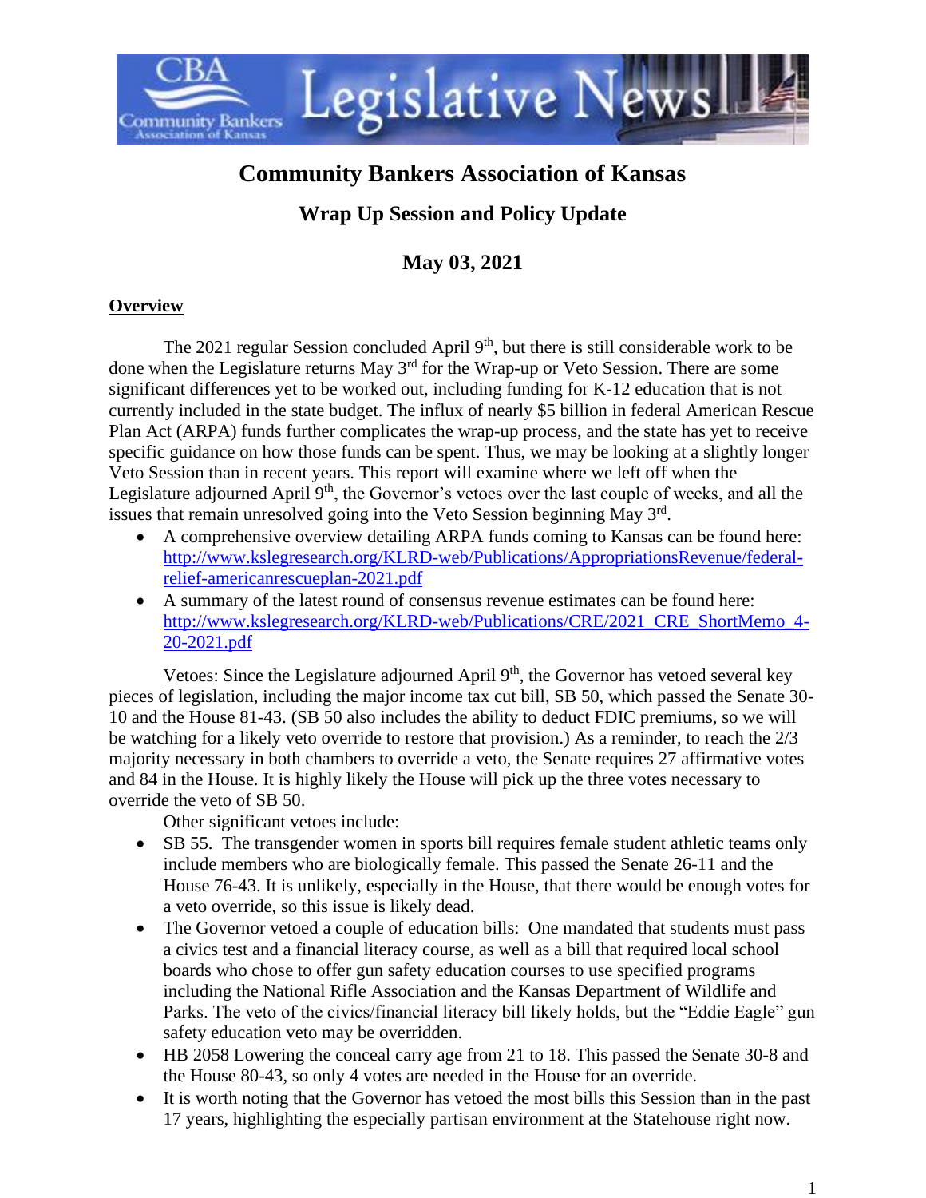# Community Bankers Association of Kansas

## Wrap Up Session and Policy Update

## May 03, 2021

**Overview**

The 2021 regular Session concluded April 9th, but there is still considerable work to be done when the Legislature returns May 3rd for the Wrap-up or Veto Session. There are some significant differences yet to be worked out, including funding for K-12 education that is not currently included in the state budget. The influx of nearly $5 billion in federal American Rescue Plan Act (ARPA) funds further complicates the wrap-up process, and the state has yet to receive specific guidance on how those funds can be spent. Thus, we may be looking at a slightly longer Veto Session than in recent years. This report will examine where we left off when the Legislature adjourned April 9th, the Governor's vetoes over the last couple of weeks, and all the issues that remain unresolved going into the Veto Session beginning May 3rd.

- A comprehensive overview detailing ARPA funds coming to Kansas can be found here: http://www.kslegresearch.org/KLRD-web/Publications/AppropriationsRevenue/federal-relief-americanrescueplan-2021.pdf
- A summary of the latest round of consensus revenue estimates can be found here: http://www.kslegresearch.org/KLRD-web/Publications/CRE/2021_CRE_ShortMemo_4-20-2021.pdf

Vetoes: Since the Legislature adjourned April 9th, the Governor has vetoed several key pieces of legislation, including the major income tax cut bill, SB 50, which passed the Senate 30-10 and the House 81-43. (SB 50 also includes the ability to deduct FDIC premiums, so we will be watching for a likely veto override to restore that provision.) As a reminder, to reach the 2/3 majority necessary in both chambers to override a veto, the Senate requires 27 affirmative votes and 84 in the House. It is highly likely the House will pick up the three votes necessary to override the veto of SB 50.

Other significant vetoes include:

- SB 55. The transgender women in sports bill requires female student athletic teams only include members who are biologically female. This passed the Senate 26-11 and the House 76-43. It is unlikely, especially in the House, that there would be enough votes for a veto override, so this issue is likely dead.
- The Governor vetoed a couple of education bills: One mandated that students must pass a civics test and a financial literacy course, as well as a bill that required local school boards who chose to offer gun safety education courses to use specified programs including the National Rifle Association and the Kansas Department of Wildlife and Parks. The veto of the civics/financial literacy bill likely holds, but the "Eddie Eagle" gun safety education veto may be overridden.
- HB 2058 Lowering the conceal carry age from 21 to 18. This passed the Senate 30-8 and the House 80-43, so only 4 votes are needed in the House for an override.
- It is worth noting that the Governor has vetoed the most bills this Session than in the past 17 years, highlighting the especially partisan environment at the Statehouse right now.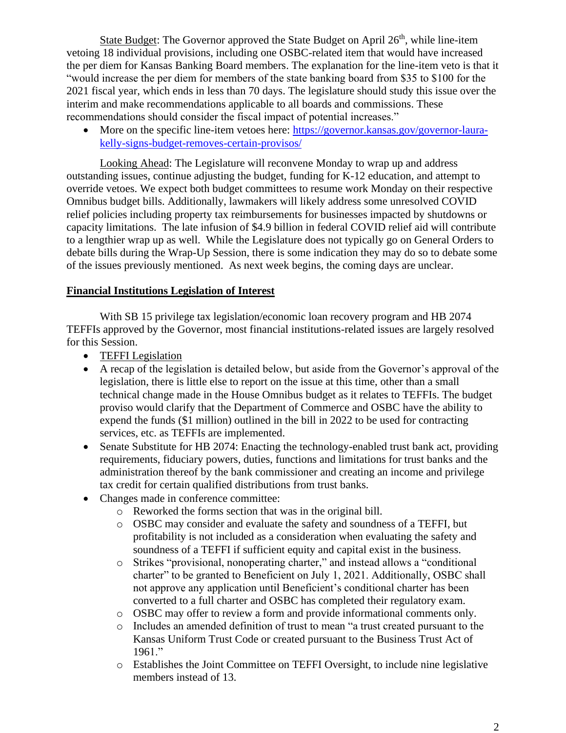State Budget: The Governor approved the State Budget on April 26th, while line-item vetoing 18 individual provisions, including one OSBC-related item that would have increased the per diem for Kansas Banking Board members. The explanation for the line-item veto is that it "would increase the per diem for members of the state banking board from $35 to $100 for the 2021 fiscal year, which ends in less than 70 days. The legislature should study this issue over the interim and make recommendations applicable to all boards and commissions. These recommendations should consider the fiscal impact of potential increases."

- More on the specific line-item vetoes here: [https://governor.kansas.gov/governor-laura-kelly-signs-budget-removes-certain-provisos/](https://governor.kansas.gov/governor-laura-kelly-signs-budget-removes-certain-provisos/)

Looking Ahead: The Legislature will reconvene Monday to wrap up and address outstanding issues, continue adjusting the budget, funding for K-12 education, and attempt to override vetoes. We expect both budget committees to resume work Monday on their respective Omnibus budget bills. Additionally, lawmakers will likely address some unresolved COVID relief policies including property tax reimbursements for businesses impacted by shutdowns or capacity limitations. The late infusion of $4.9 billion in federal COVID relief aid will contribute to a lengthier wrap up as well. While the Legislature does not typically go on General Orders to debate bills during the Wrap-Up Session, there is some indication they may do so to debate some of the issues previously mentioned. As next week begins, the coming days are unclear.

## Financial Institutions Legislation of Interest

With SB 15 privilege tax legislation/economic loan recovery program and HB 2074 TEFFIs approved by the Governor, most financial institutions-related issues are largely resolved for this Session.

- TEFFI Legislation
- A recap of the legislation is detailed below, but aside from the Governor's approval of the legislation, there is little else to report on the issue at this time, other than a small technical change made in the House Omnibus budget as it relates to TEFFIs. The budget proviso would clarify that the Department of Commerce and OSBC have the ability to expend the funds ($1 million) outlined in the bill in 2022 to be used for contracting services, etc. as TEFFIs are implemented.
- Senate Substitute for HB 2074: Enacting the technology-enabled trust bank act, providing requirements, fiduciary powers, duties, functions and limitations for trust banks and the administration thereof by the bank commissioner and creating an income and privilege tax credit for certain qualified distributions from trust banks.
- Changes made in conference committee:
  - Reworked the forms section that was in the original bill.
  - OSBC may consider and evaluate the safety and soundness of a TEFFI, but profitability is not included as a consideration when evaluating the safety and soundness of a TEFFI if sufficient equity and capital exist in the business.
  - Strikes "provisional, nonoperating charter," and instead allows a "conditional charter" to be granted to Beneficient on July 1, 2021. Additionally, OSBC shall not approve any application until Beneficient's conditional charter has been converted to a full charter and OSBC has completed their regulatory exam.
  - OSBC may offer to review a form and provide informational comments only.
  - Includes an amended definition of trust to mean "a trust created pursuant to the Kansas Uniform Trust Code or created pursuant to the Business Trust Act of 1961."
  - Establishes the Joint Committee on TEFFI Oversight, to include nine legislative members instead of 13.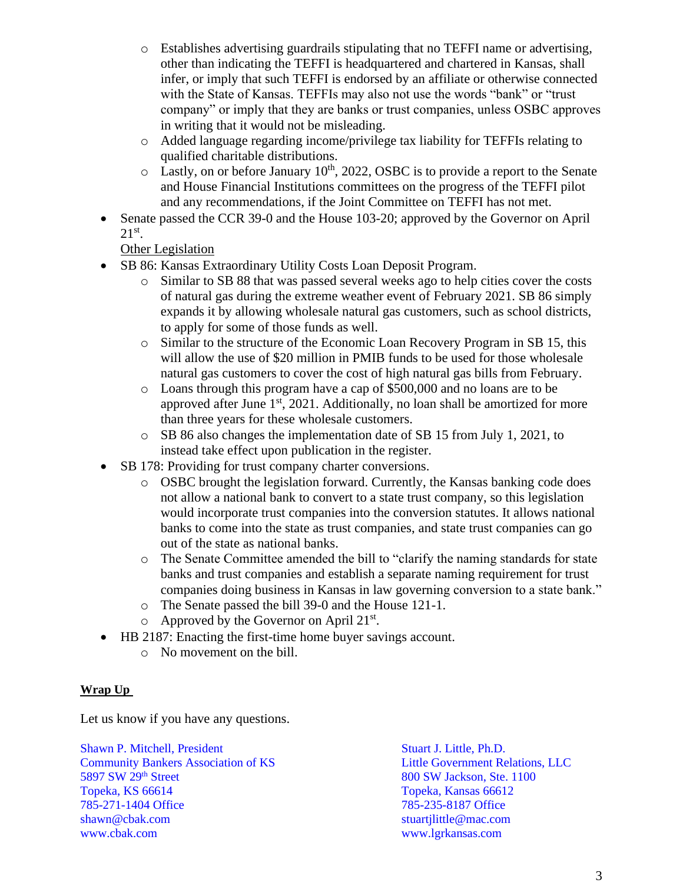- Establishes advertising guardrails stipulating that no TEFFI name or advertising, other than indicating the TEFFI is headquartered and chartered in Kansas, shall infer, or imply that such TEFFI is endorsed by an affiliate or otherwise connected with the State of Kansas. TEFFIs may also not use the words "bank" or "trust company" or imply that they are banks or trust companies, unless OSBC approves in writing that it would not be misleading.
  - Added language regarding income/privilege tax liability for TEFFIs relating to qualified charitable distributions.
  - Lastly, on or before January 10th, 2022, OSBC is to provide a report to the Senate and House Financial Institutions committees on the progress of the TEFFI pilot and any recommendations, if the Joint Committee on TEFFI has not met.
- Senate passed the CCR 39-0 and the House 103-20; approved by the Governor on April 21st.

<u>Other Legislation</u>

- SB 86: Kansas Extraordinary Utility Costs Loan Deposit Program.
  - Similar to SB 88 that was passed several weeks ago to help cities cover the costs of natural gas during the extreme weather event of February 2021. SB 86 simply expands it by allowing wholesale natural gas customers, such as school districts, to apply for some of those funds as well.
  - Similar to the structure of the Economic Loan Recovery Program in SB 15, this will allow the use of $20 million in PMIB funds to be used for those wholesale natural gas customers to cover the cost of high natural gas bills from February.
  - Loans through this program have a cap of $500,000 and no loans are to be approved after June 1st, 2021. Additionally, no loan shall be amortized for more than three years for these wholesale customers.
  - SB 86 also changes the implementation date of SB 15 from July 1, 2021, to instead take effect upon publication in the register.
- SB 178: Providing for trust company charter conversions.
  - OSBC brought the legislation forward. Currently, the Kansas banking code does not allow a national bank to convert to a state trust company, so this legislation would incorporate trust companies into the conversion statutes. It allows national banks to come into the state as trust companies, and state trust companies can go out of the state as national banks.
  - The Senate Committee amended the bill to "clarify the naming standards for state banks and trust companies and establish a separate naming requirement for trust companies doing business in Kansas in law governing conversion to a state bank."
  - The Senate passed the bill 39-0 and the House 121-1.
  - Approved by the Governor on April 21st.
- HB 2187: Enacting the first-time home buyer savings account.
  - No movement on the bill.

**Wrap Up**

Let us know if you have any questions.

Shawn P. Mitchell, President
Community Bankers Association of KS
5897 SW 29th Street
Topeka, KS 66614
785-271-1404 Office
shawn@cbak.com
www.cbak.com

Stuart J. Little, Ph.D.
Little Government Relations, LLC
800 SW Jackson, Ste. 1100
Topeka, Kansas 66612
785-235-8187 Office
stuartjlittle@mac.com
www.lgrkansas.com